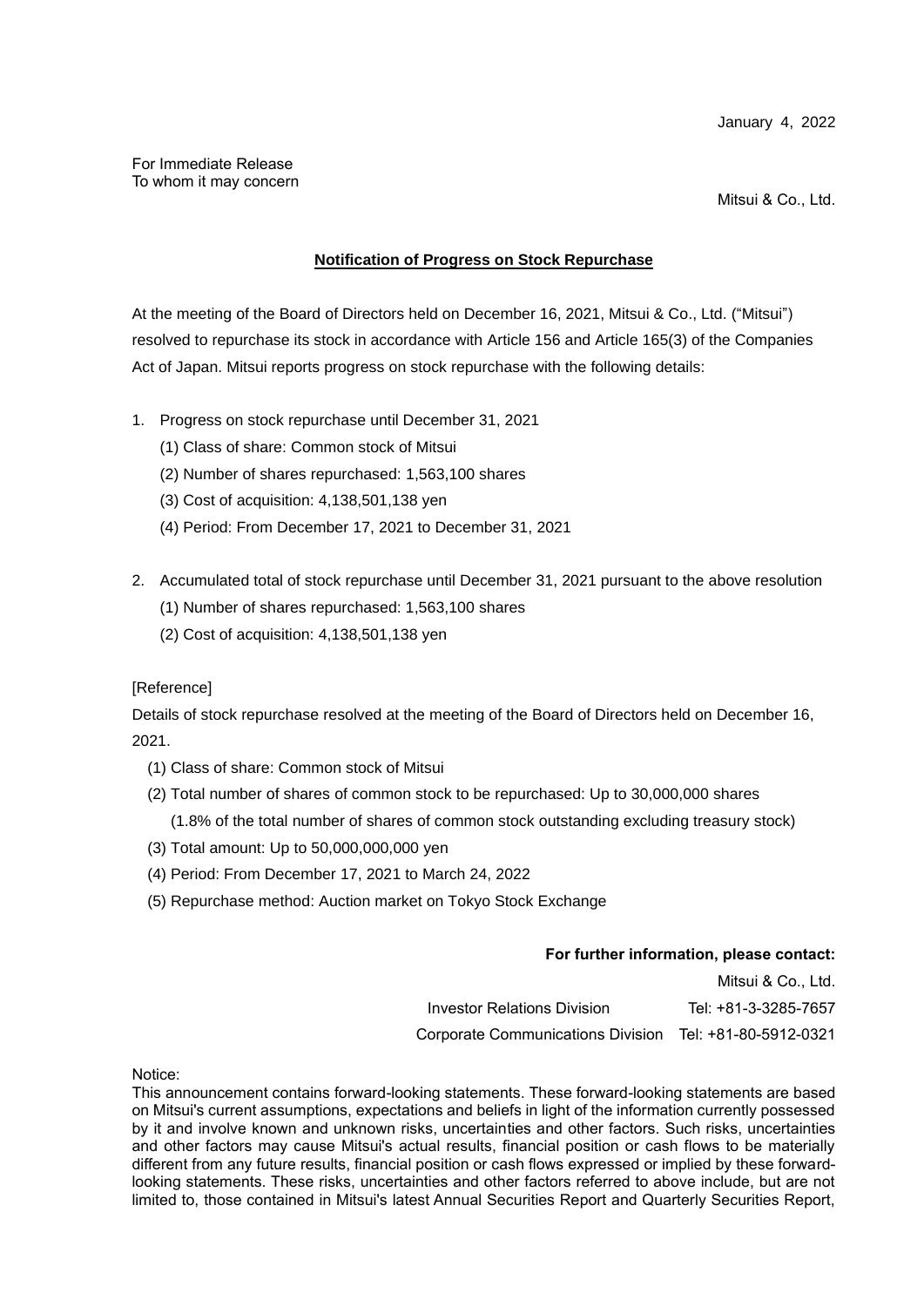January 4, 2022

For Immediate Release
To whom it may concern

Mitsui & Co., Ltd.

## Notification of Progress on Stock Repurchase

At the meeting of the Board of Directors held on December 16, 2021, Mitsui & Co., Ltd. ("Mitsui") resolved to repurchase its stock in accordance with Article 156 and Article 165(3) of the Companies Act of Japan. Mitsui reports progress on stock repurchase with the following details:

1. Progress on stock repurchase until December 31, 2021
   (1) Class of share: Common stock of Mitsui
   (2) Number of shares repurchased: 1,563,100 shares
   (3) Cost of acquisition: 4,138,501,138 yen
   (4) Period: From December 17, 2021 to December 31, 2021

2. Accumulated total of stock repurchase until December 31, 2021 pursuant to the above resolution
   (1) Number of shares repurchased: 1,563,100 shares
   (2) Cost of acquisition: 4,138,501,138 yen

[Reference]

Details of stock repurchase resolved at the meeting of the Board of Directors held on December 16, 2021.

(1) Class of share: Common stock of Mitsui
(2) Total number of shares of common stock to be repurchased: Up to 30,000,000 shares
(1.8% of the total number of shares of common stock outstanding excluding treasury stock)
(3) Total amount: Up to 50,000,000,000 yen
(4) Period: From December 17, 2021 to March 24, 2022
(5) Repurchase method: Auction market on Tokyo Stock Exchange

**For further information, please contact:**

Mitsui & Co., Ltd.

Investor Relations Division Tel: +81-3-3285-7657

Corporate Communications Division Tel: +81-80-5912-0321

Notice:

This announcement contains forward-looking statements. These forward-looking statements are based on Mitsui's current assumptions, expectations and beliefs in light of the information currently possessed by it and involve known and unknown risks, uncertainties and other factors. Such risks, uncertainties and other factors may cause Mitsui's actual results, financial position or cash flows to be materially different from any future results, financial position or cash flows expressed or implied by these forward-looking statements. These risks, uncertainties and other factors referred to above include, but are not limited to, those contained in Mitsui's latest Annual Securities Report and Quarterly Securities Report,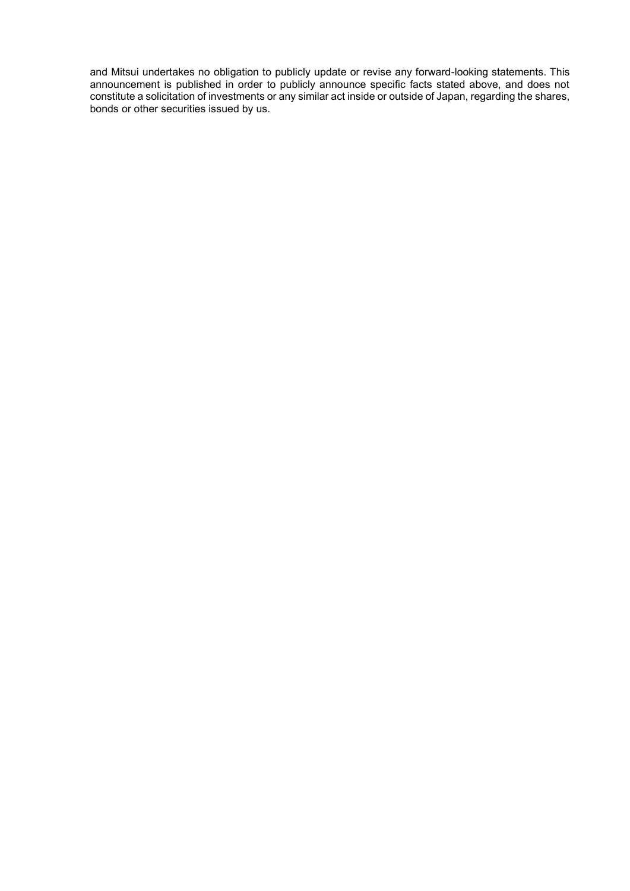and Mitsui undertakes no obligation to publicly update or revise any forward-looking statements. This announcement is published in order to publicly announce specific facts stated above, and does not constitute a solicitation of investments or any similar act inside or outside of Japan, regarding the shares, bonds or other securities issued by us.